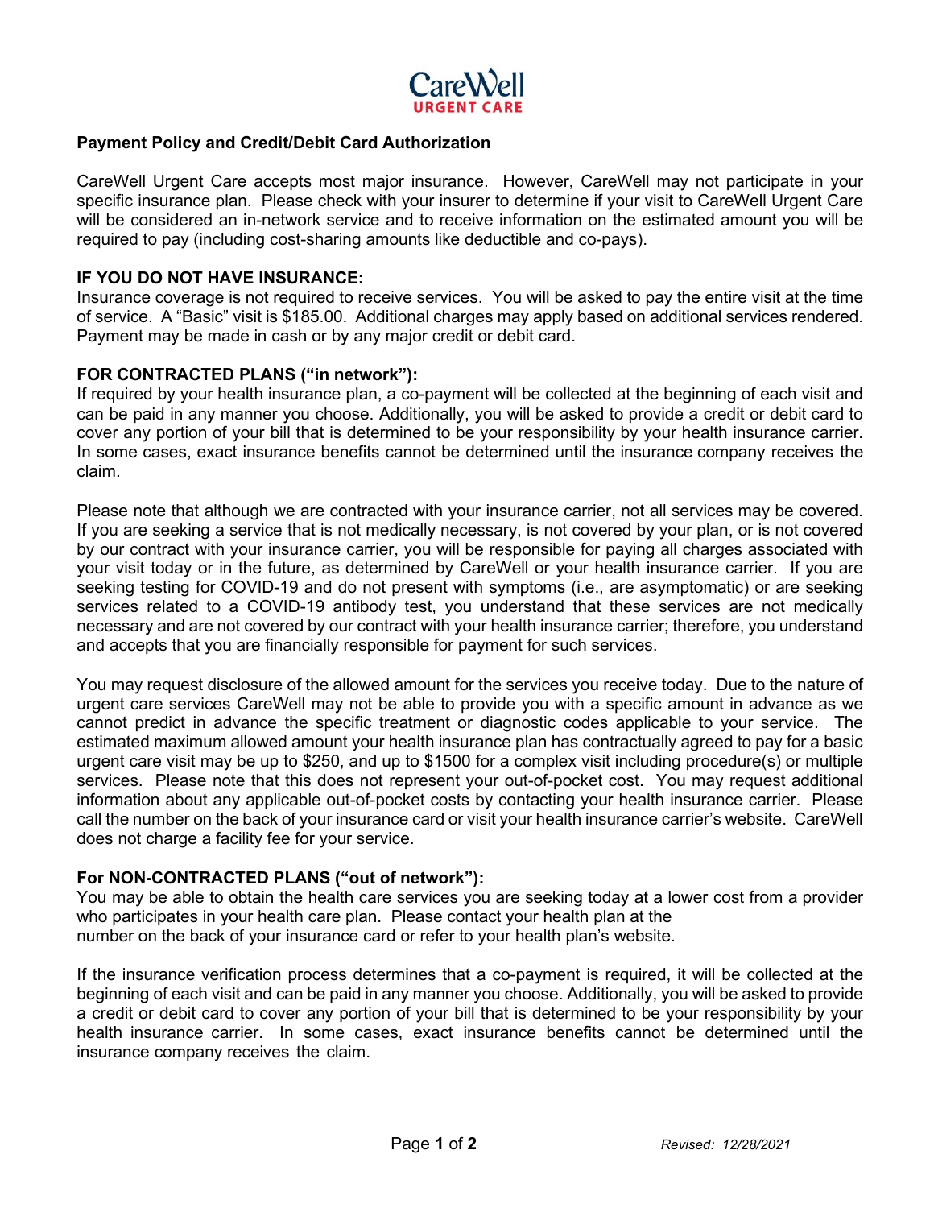CareWell
URGENT CARE

## Payment Policy and Credit/Debit Card Authorization

CareWell Urgent Care accepts most major insurance. However, CareWell may not participate in your specific insurance plan. Please check with your insurer to determine if your visit to CareWell Urgent Care will be considered an in-network service and to receive information on the estimated amount you will be required to pay (including cost-sharing amounts like deductible and co-pays).

### IF YOU DO NOT HAVE INSURANCE:

Insurance coverage is not required to receive services. You will be asked to pay the entire visit at the time of service. A "Basic" visit is $185.00. Additional charges may apply based on additional services rendered. Payment may be made in cash or by any major credit or debit card.

### FOR CONTRACTED PLANS ("in network"):

If required by your health insurance plan, a co-payment will be collected at the beginning of each visit and can be paid in any manner you choose. Additionally, you will be asked to provide a credit or debit card to cover any portion of your bill that is determined to be your responsibility by your health insurance carrier. In some cases, exact insurance benefits cannot be determined until the insurance company receives the claim.

Please note that although we are contracted with your insurance carrier, not all services may be covered. If you are seeking a service that is not medically necessary, is not covered by your plan, or is not covered by our contract with your insurance carrier, you will be responsible for paying all charges associated with your visit today or in the future, as determined by CareWell or your health insurance carrier. If you are seeking testing for COVID-19 and do not present with symptoms (i.e., are asymptomatic) or are seeking services related to a COVID-19 antibody test, you understand that these services are not medically necessary and are not covered by our contract with your health insurance carrier; therefore, you understand and accepts that you are financially responsible for payment for such services.

You may request disclosure of the allowed amount for the services you receive today. Due to the nature of urgent care services CareWell may not be able to provide you with a specific amount in advance as we cannot predict in advance the specific treatment or diagnostic codes applicable to your service. The estimated maximum allowed amount your health insurance plan has contractually agreed to pay for a basic urgent care visit may be up to $250, and up to $1500 for a complex visit including procedure(s) or multiple services. Please note that this does not represent your out-of-pocket cost. You may request additional information about any applicable out-of-pocket costs by contacting your health insurance carrier. Please call the number on the back of your insurance card or visit your health insurance carrier's website. CareWell does not charge a facility fee for your service.

### For NON-CONTRACTED PLANS ("out of network"):

You may be able to obtain the health care services you are seeking today at a lower cost from a provider who participates in your health care plan. Please contact your health plan at the number on the back of your insurance card or refer to your health plan's website.

If the insurance verification process determines that a co-payment is required, it will be collected at the beginning of each visit and can be paid in any manner you choose. Additionally, you will be asked to provide a credit or debit card to cover any portion of your bill that is determined to be your responsibility by your health insurance carrier. In some cases, exact insurance benefits cannot be determined until the insurance company receives the claim.

*Revised: 12/28/2021*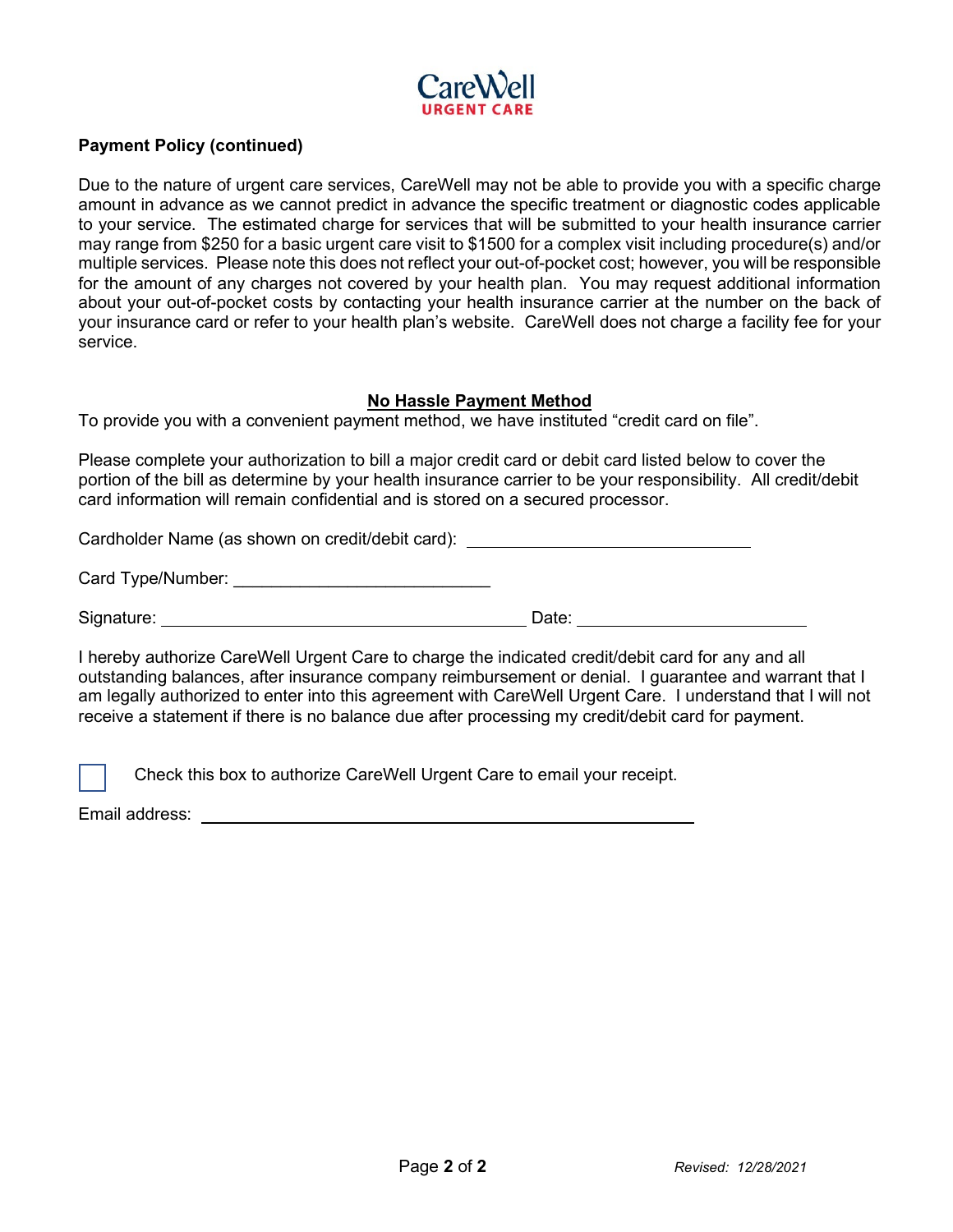CareWell
URGENT CARE

**Payment Policy (continued)**

Due to the nature of urgent care services, CareWell may not be able to provide you with a specific charge amount in advance as we cannot predict in advance the specific treatment or diagnostic codes applicable to your service. The estimated charge for services that will be submitted to your health insurance carrier may range from $250 for a basic urgent care visit to $1500 for a complex visit including procedure(s) and/or multiple services. Please note this does not reflect your out-of-pocket cost; however, you will be responsible for the amount of any charges not covered by your health plan. You may request additional information about your out-of-pocket costs by contacting your health insurance carrier at the number on the back of your insurance card or refer to your health plan's website. CareWell does not charge a facility fee for your service.

## No Hassle Payment Method

To provide you with a convenient payment method, we have instituted "credit card on file".

Please complete your authorization to bill a major credit card or debit card listed below to cover the portion of the bill as determine by your health insurance carrier to be your responsibility. All credit/debit card information will remain confidential and is stored on a secured processor.

Cardholder Name (as shown on credit/debit card): ______________________________

Card Type/Number: ___________________________

Signature: ______________________________________ Date: ________________________

I hereby authorize CareWell Urgent Care to charge the indicated credit/debit card for any and all outstanding balances, after insurance company reimbursement or denial. I guarantee and warrant that I am legally authorized to enter into this agreement with CareWell Urgent Care. I understand that I will not receive a statement if there is no balance due after processing my credit/debit card for payment.

☐ Check this box to authorize CareWell Urgent Care to email your receipt.

Email address: ____________________________________________________

*Revised: 12/28/2021*